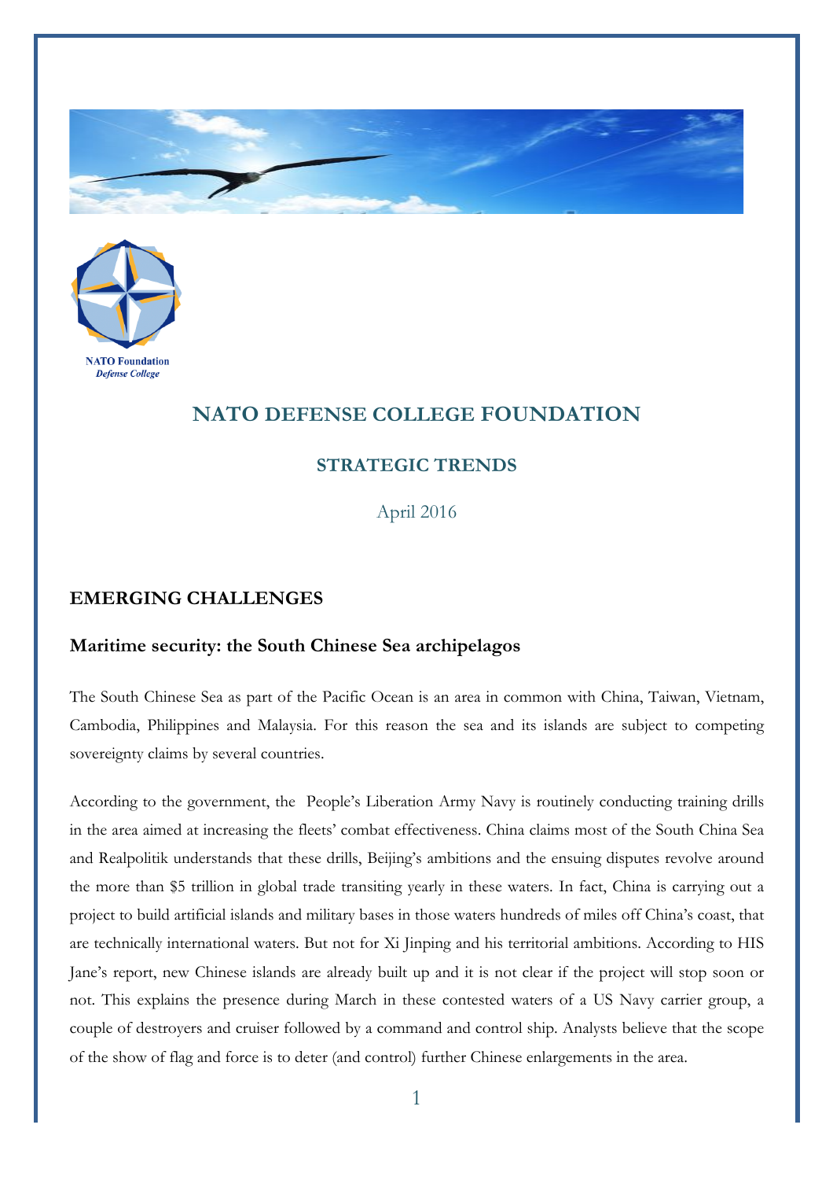NATO Foundation
*Defense College*

# NATO DEFENSE COLLEGE FOUNDATION

## STRATEGIC TRENDS

April 2016

### EMERGING CHALLENGES

#### Maritime security: the South Chinese Sea archipelagos

The South Chinese Sea as part of the Pacific Ocean is an area in common with China, Taiwan, Vietnam, Cambodia, Philippines and Malaysia. For this reason the sea and its islands are subject to competing sovereignty claims by several countries.

According to the government, the People's Liberation Army Navy is routinely conducting training drills in the area aimed at increasing the fleets' combat effectiveness. China claims most of the South China Sea and Realpolitik understands that these drills, Beijing's ambitions and the ensuing disputes revolve around the more than $5 trillion in global trade transiting yearly in these waters. In fact, China is carrying out a project to build artificial islands and military bases in those waters hundreds of miles off China's coast, that are technically international waters. But not for Xi Jinping and his territorial ambitions. According to HIS Jane's report, new Chinese islands are already built up and it is not clear if the project will stop soon or not. This explains the presence during March in these contested waters of a US Navy carrier group, a couple of destroyers and cruiser followed by a command and control ship. Analysts believe that the scope of the show of flag and force is to deter (and control) further Chinese enlargements in the area.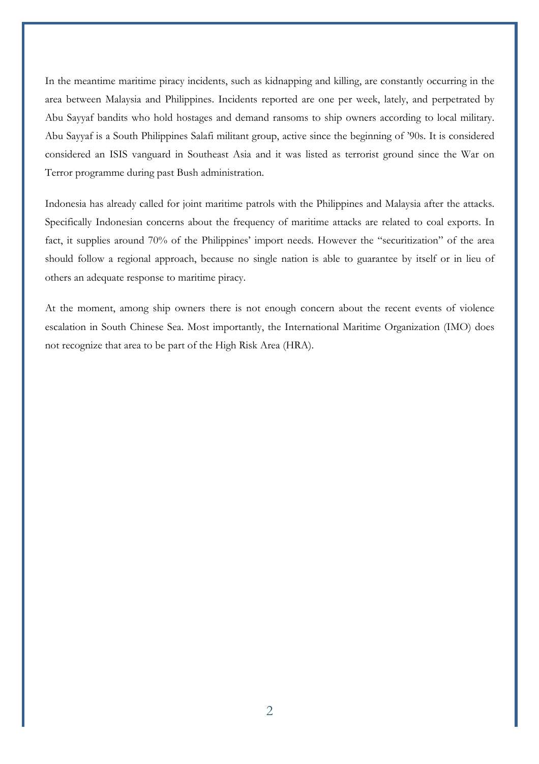In the meantime maritime piracy incidents, such as kidnapping and killing, are constantly occurring in the area between Malaysia and Philippines. Incidents reported are one per week, lately, and perpetrated by Abu Sayyaf bandits who hold hostages and demand ransoms to ship owners according to local military. Abu Sayyaf is a South Philippines Salafi militant group, active since the beginning of '90s. It is considered considered an ISIS vanguard in Southeast Asia and it was listed as terrorist ground since the War on Terror programme during past Bush administration.

Indonesia has already called for joint maritime patrols with the Philippines and Malaysia after the attacks. Specifically Indonesian concerns about the frequency of maritime attacks are related to coal exports. In fact, it supplies around 70% of the Philippines' import needs. However the "securitization" of the area should follow a regional approach, because no single nation is able to guarantee by itself or in lieu of others an adequate response to maritime piracy.

At the moment, among ship owners there is not enough concern about the recent events of violence escalation in South Chinese Sea. Most importantly, the International Maritime Organization (IMO) does not recognize that area to be part of the High Risk Area (HRA).